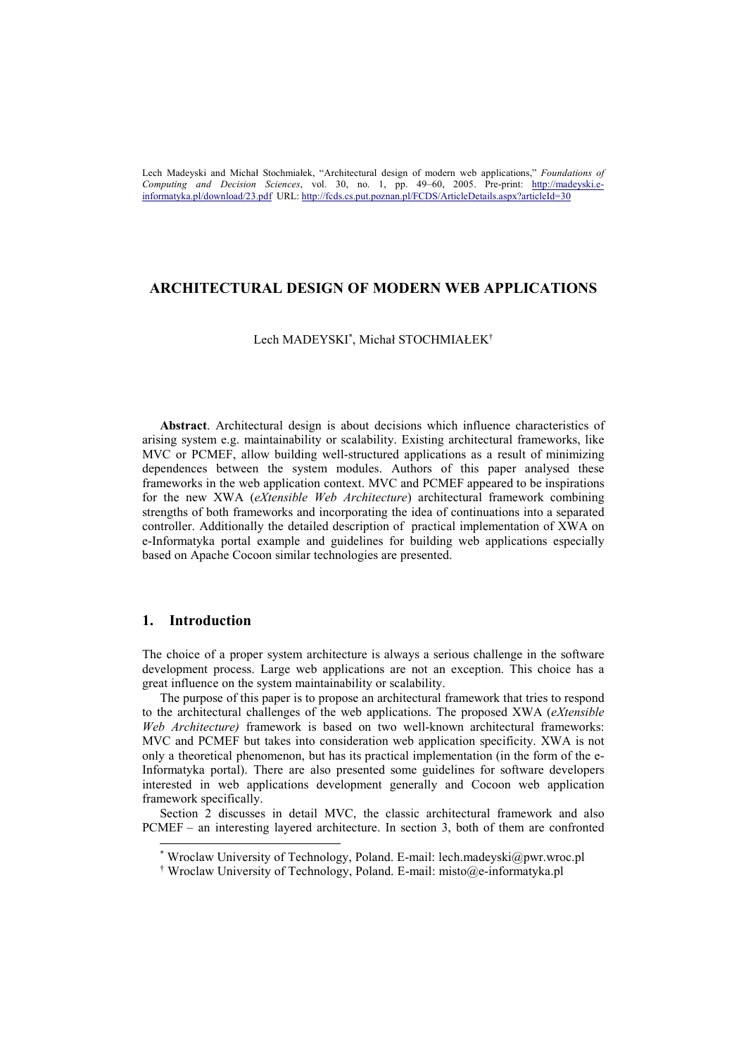Lech Madeyski and Michał Stochmiałek, "Architectural design of modern web applications," *Foundations of Computing and Decision Sciences*, vol. 30, no. 1, pp. 49–60, 2005. Pre-print: http://madeyski.e-informatyka.pl/download/23.pdf URL: http://fcds.cs.put.poznan.pl/FCDS/ArticleDetails.aspx?articleId=30

# ARCHITECTURAL DESIGN OF MODERN WEB APPLICATIONS

Lech MADEYSKI[*], Michał STOCHMIAŁEK[†]

**Abstract**. Architectural design is about decisions which influence characteristics of arising system e.g. maintainability or scalability. Existing architectural frameworks, like MVC or PCMEF, allow building well-structured applications as a result of minimizing dependences between the system modules. Authors of this paper analysed these frameworks in the web application context. MVC and PCMEF appeared to be inspirations for the new XWA (*eXtensible Web Architecture*) architectural framework combining strengths of both frameworks and incorporating the idea of continuations into a separated controller. Additionally the detailed description of practical implementation of XWA on e-Informatyka portal example and guidelines for building web applications especially based on Apache Cocoon similar technologies are presented.

## 1. Introduction

The choice of a proper system architecture is always a serious challenge in the software development process. Large web applications are not an exception. This choice has a great influence on the system maintainability or scalability.

The purpose of this paper is to propose an architectural framework that tries to respond to the architectural challenges of the web applications. The proposed XWA (*eXtensible Web Architecture)* framework is based on two well-known architectural frameworks: MVC and PCMEF but takes into consideration web application specificity. XWA is not only a theoretical phenomenon, but has its practical implementation (in the form of the e-Informatyka portal). There are also presented some guidelines for software developers interested in web applications development generally and Cocoon web application framework specifically.

Section 2 discusses in detail MVC, the classic architectural framework and also PCMEF – an interesting layered architecture. In section 3, both of them are confronted

[*] Wroclaw University of Technology, Poland. E-mail: lech.madeyski@pwr.wroc.pl

[†] Wroclaw University of Technology, Poland. E-mail: misto@e-informatyka.pl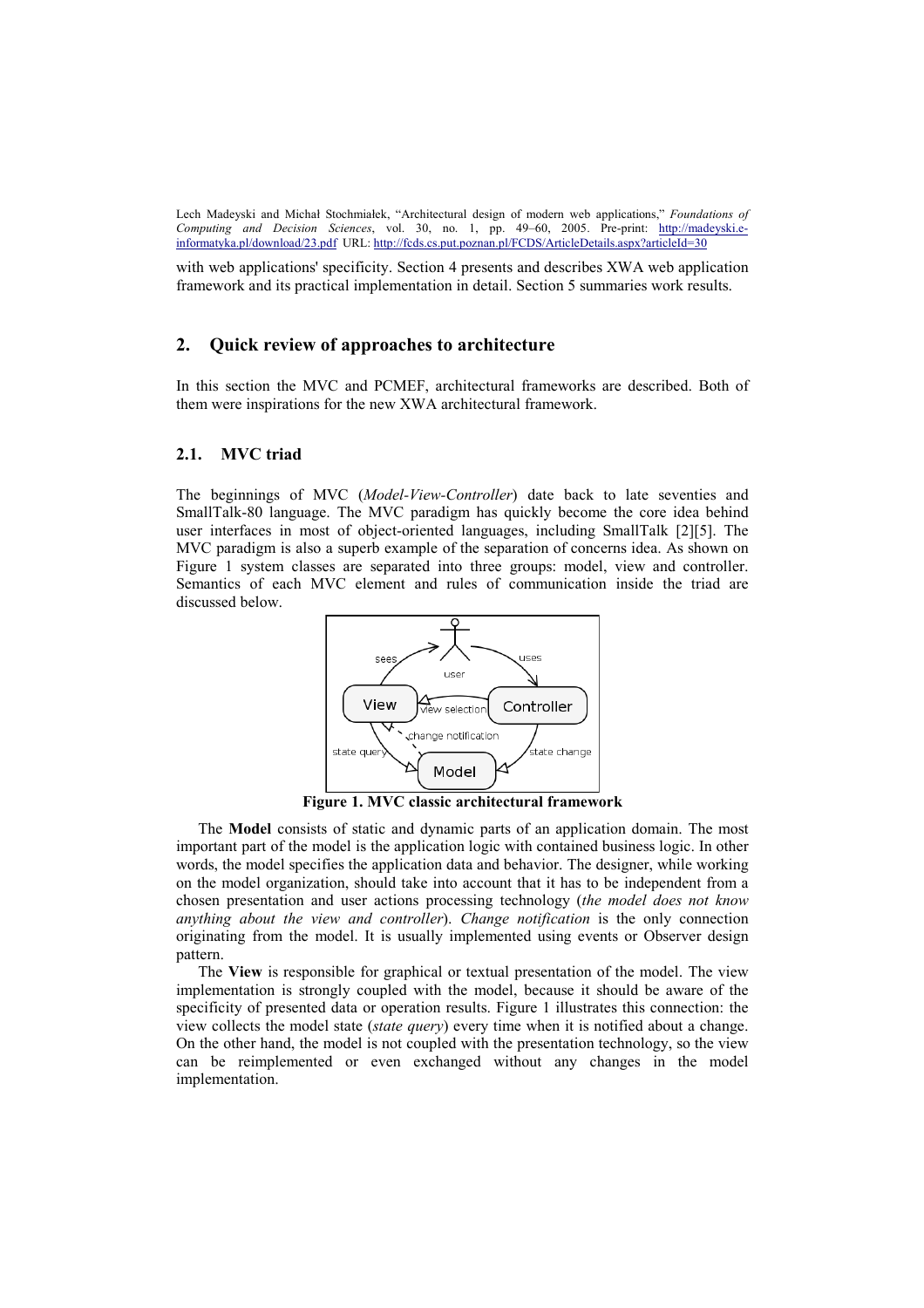with web applications' specificity. Section 4 presents and describes XWA web application framework and its practical implementation in detail. Section 5 summaries work results.

## 2. Quick review of approaches to architecture

In this section the MVC and PCMEF, architectural frameworks are described. Both of them were inspirations for the new XWA architectural framework.

### 2.1. MVC triad

The beginnings of MVC (*Model-View-Controller*) date back to late seventies and SmallTalk-80 language. The MVC paradigm has quickly become the core idea behind user interfaces in most of object-oriented languages, including SmallTalk [2][5]. The MVC paradigm is also a superb example of the separation of concerns idea. As shown on Figure 1 system classes are separated into three groups: model, view and controller. Semantics of each MVC element and rules of communication inside the triad are discussed below.

**Figure 1. MVC classic architectural framework**

The **Model** consists of static and dynamic parts of an application domain. The most important part of the model is the application logic with contained business logic. In other words, the model specifies the application data and behavior. The designer, while working on the model organization, should take into account that it has to be independent from a chosen presentation and user actions processing technology (*the model does not know anything about the view and controller*). *Change notification* is the only connection originating from the model. It is usually implemented using events or Observer design pattern.

The **View** is responsible for graphical or textual presentation of the model. The view implementation is strongly coupled with the model, because it should be aware of the specificity of presented data or operation results. Figure 1 illustrates this connection: the view collects the model state (*state query*) every time when it is notified about a change. On the other hand, the model is not coupled with the presentation technology, so the view can be reimplemented or even exchanged without any changes in the model implementation.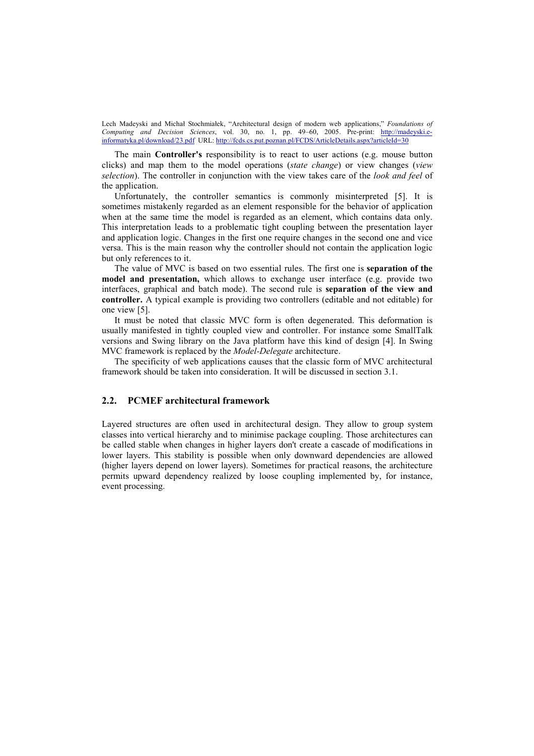The main **Controller's** responsibility is to react to user actions (e.g. mouse button clicks) and map them to the model operations (*state change*) or view changes (*view selection*). The controller in conjunction with the view takes care of the *look and feel* of the application.

Unfortunately, the controller semantics is commonly misinterpreted [5]. It is sometimes mistakenly regarded as an element responsible for the behavior of application when at the same time the model is regarded as an element, which contains data only. This interpretation leads to a problematic tight coupling between the presentation layer and application logic. Changes in the first one require changes in the second one and vice versa. This is the main reason why the controller should not contain the application logic but only references to it.

The value of MVC is based on two essential rules. The first one is **separation of the model and presentation,** which allows to exchange user interface (e.g. provide two interfaces, graphical and batch mode). The second rule is **separation of the view and controller.** A typical example is providing two controllers (editable and not editable) for one view [5].

It must be noted that classic MVC form is often degenerated. This deformation is usually manifested in tightly coupled view and controller. For instance some SmallTalk versions and Swing library on the Java platform have this kind of design [4]. In Swing MVC framework is replaced by the *Model-Delegate* architecture.

The specificity of web applications causes that the classic form of MVC architectural framework should be taken into consideration. It will be discussed in section 3.1.

## 2.2. PCMEF architectural framework

Layered structures are often used in architectural design. They allow to group system classes into vertical hierarchy and to minimise package coupling. Those architectures can be called stable when changes in higher layers don't create a cascade of modifications in lower layers. This stability is possible when only downward dependencies are allowed (higher layers depend on lower layers). Sometimes for practical reasons, the architecture permits upward dependency realized by loose coupling implemented by, for instance, event processing.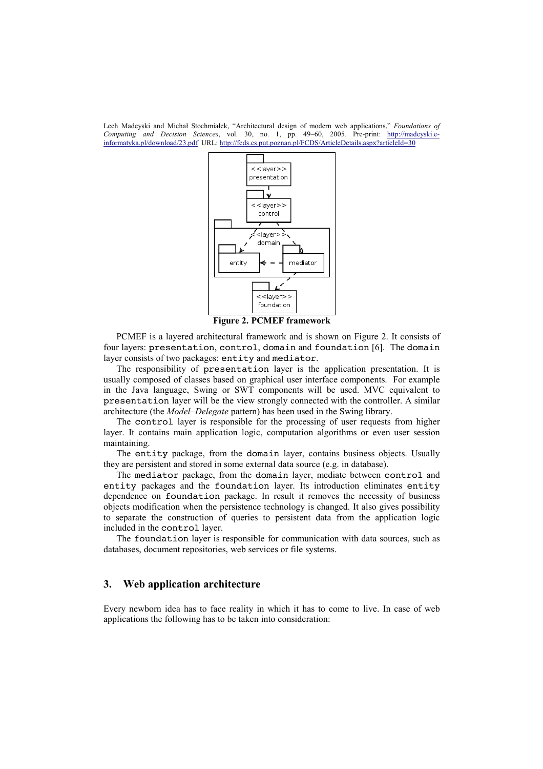Lech Madeyski and Michał Stochmiałek, "Architectural design of modern web applications," *Foundations of Computing and Decision Sciences*, vol. 30, no. 1, pp. 49–60, 2005. Pre-print: http://madeyski.e-informatyka.pl/download/23.pdf URL: http://fcds.cs.put.poznan.pl/FCDS/ArticleDetails.aspx?articleId=30

**Figure 2. PCMEF framework**

PCMEF is a layered architectural framework and is shown on Figure 2. It consists of four layers: `presentation`, `control`, `domain` and `foundation` [6]. The `domain` layer consists of two packages: `entity` and `mediator`.

The responsibility of `presentation` layer is the application presentation. It is usually composed of classes based on graphical user interface components. For example in the Java language, Swing or SWT components will be used. MVC equivalent to `presentation` layer will be the view strongly connected with the controller. A similar architecture (the *Model–Delegate* pattern) has been used in the Swing library.

The `control` layer is responsible for the processing of user requests from higher layer. It contains main application logic, computation algorithms or even user session maintaining.

The `entity` package, from the `domain` layer, contains business objects. Usually they are persistent and stored in some external data source (e.g. in database).

The `mediator` package, from the `domain` layer, mediate between `control` and `entity` packages and the `foundation` layer. Its introduction eliminates `entity` dependence on `foundation` package. In result it removes the necessity of business objects modification when the persistence technology is changed. It also gives possibility to separate the construction of queries to persistent data from the application logic included in the `control` layer.

The `foundation` layer is responsible for communication with data sources, such as databases, document repositories, web services or file systems.

## 3. Web application architecture

Every newborn idea has to face reality in which it has to come to live. In case of web applications the following has to be taken into consideration: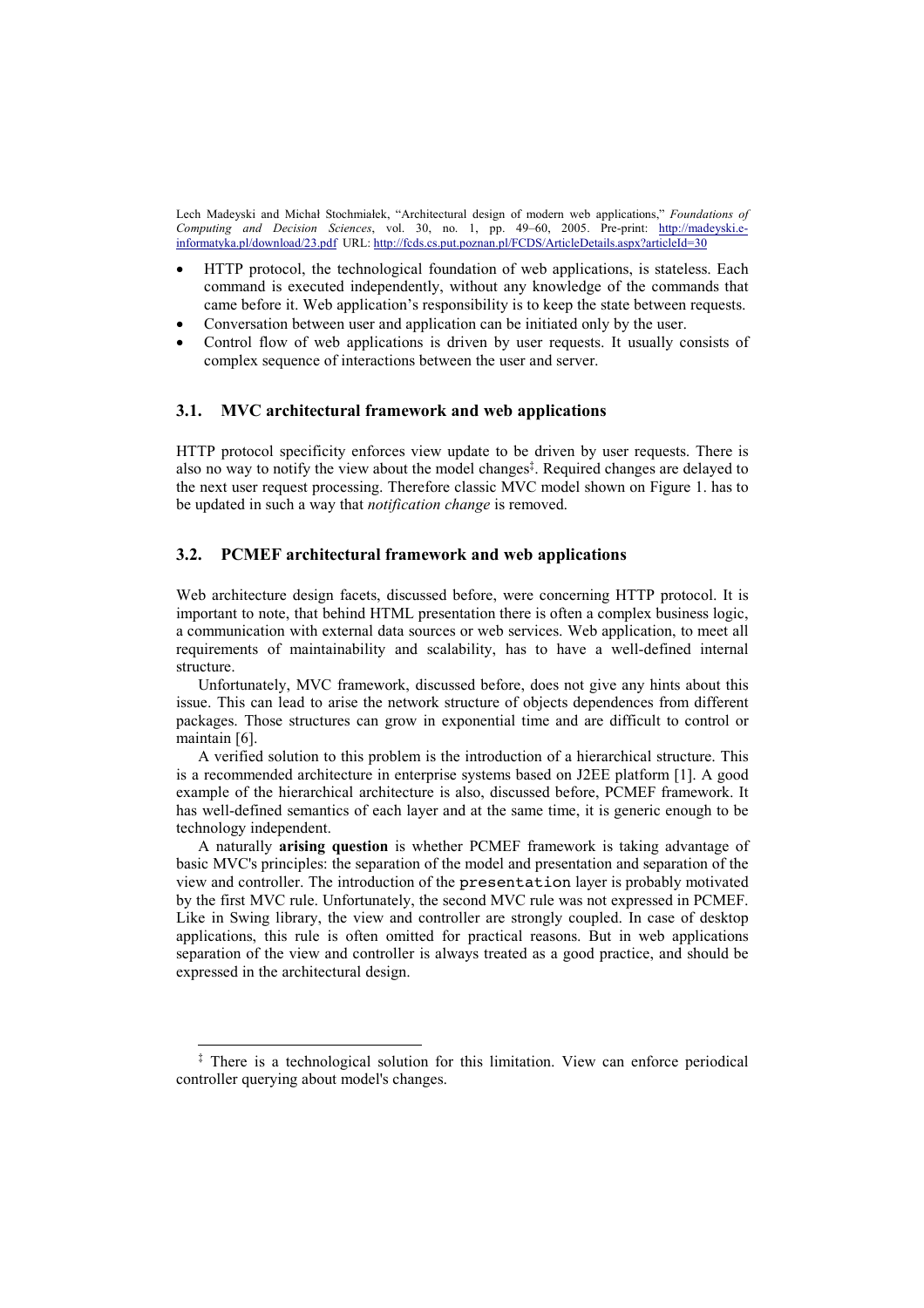- HTTP protocol, the technological foundation of web applications, is stateless. Each command is executed independently, without any knowledge of the commands that came before it. Web application's responsibility is to keep the state between requests.
- Conversation between user and application can be initiated only by the user.
- Control flow of web applications is driven by user requests. It usually consists of complex sequence of interactions between the user and server.

### 3.1. MVC architectural framework and web applications

HTTP protocol specificity enforces view update to be driven by user requests. There is also no way to notify the view about the model changes[‡]. Required changes are delayed to the next user request processing. Therefore classic MVC model shown on Figure 1. has to be updated in such a way that *notification change* is removed.

### 3.2. PCMEF architectural framework and web applications

Web architecture design facets, discussed before, were concerning HTTP protocol. It is important to note, that behind HTML presentation there is often a complex business logic, a communication with external data sources or web services. Web application, to meet all requirements of maintainability and scalability, has to have a well-defined internal structure.

Unfortunately, MVC framework, discussed before, does not give any hints about this issue. This can lead to arise the network structure of objects dependences from different packages. Those structures can grow in exponential time and are difficult to control or maintain [6].

A verified solution to this problem is the introduction of a hierarchical structure. This is a recommended architecture in enterprise systems based on J2EE platform [1]. A good example of the hierarchical architecture is also, discussed before, PCMEF framework. It has well-defined semantics of each layer and at the same time, it is generic enough to be technology independent.

A naturally **arising question** is whether PCMEF framework is taking advantage of basic MVC's principles: the separation of the model and presentation and separation of the view and controller. The introduction of the `presentation` layer is probably motivated by the first MVC rule. Unfortunately, the second MVC rule was not expressed in PCMEF. Like in Swing library, the view and controller are strongly coupled. In case of desktop applications, this rule is often omitted for practical reasons. But in web applications separation of the view and controller is always treated as a good practice, and should be expressed in the architectural design.

---

[‡] There is a technological solution for this limitation. View can enforce periodical controller querying about model's changes.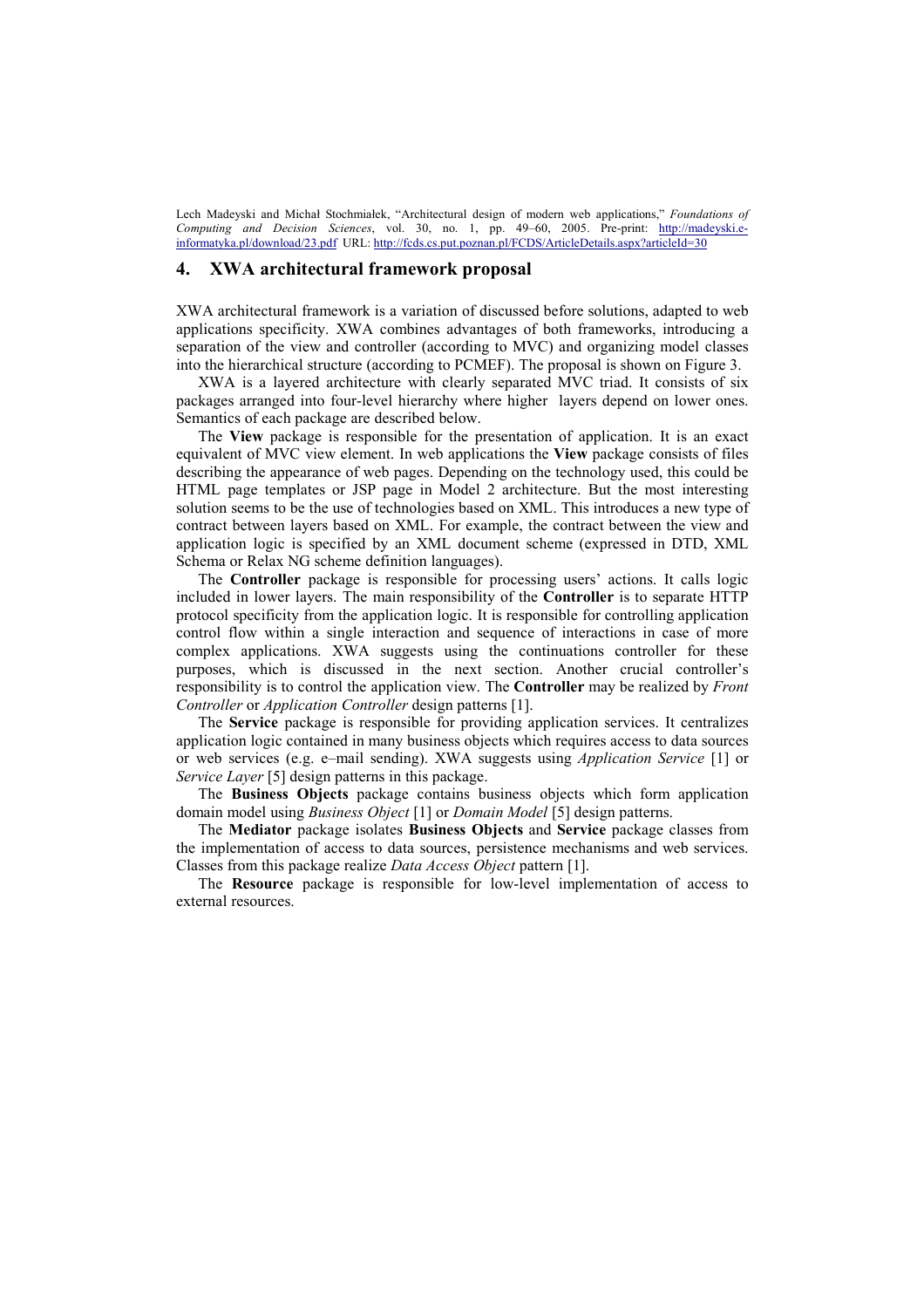## 4. XWA architectural framework proposal

XWA architectural framework is a variation of discussed before solutions, adapted to web applications specificity. XWA combines advantages of both frameworks, introducing a separation of the view and controller (according to MVC) and organizing model classes into the hierarchical structure (according to PCMEF). The proposal is shown on Figure 3.

XWA is a layered architecture with clearly separated MVC triad. It consists of six packages arranged into four-level hierarchy where higher layers depend on lower ones. Semantics of each package are described below.

The **View** package is responsible for the presentation of application. It is an exact equivalent of MVC view element. In web applications the **View** package consists of files describing the appearance of web pages. Depending on the technology used, this could be HTML page templates or JSP page in Model 2 architecture. But the most interesting solution seems to be the use of technologies based on XML. This introduces a new type of contract between layers based on XML. For example, the contract between the view and application logic is specified by an XML document scheme (expressed in DTD, XML Schema or Relax NG scheme definition languages).

The **Controller** package is responsible for processing users' actions. It calls logic included in lower layers. The main responsibility of the **Controller** is to separate HTTP protocol specificity from the application logic. It is responsible for controlling application control flow within a single interaction and sequence of interactions in case of more complex applications. XWA suggests using the continuations controller for these purposes, which is discussed in the next section. Another crucial controller's responsibility is to control the application view. The **Controller** may be realized by *Front Controller* or *Application Controller* design patterns [1].

The **Service** package is responsible for providing application services. It centralizes application logic contained in many business objects which requires access to data sources or web services (e.g. e–mail sending). XWA suggests using *Application Service* [1] or *Service Layer* [5] design patterns in this package.

The **Business Objects** package contains business objects which form application domain model using *Business Object* [1] or *Domain Model* [5] design patterns.

The **Mediator** package isolates **Business Objects** and **Service** package classes from the implementation of access to data sources, persistence mechanisms and web services. Classes from this package realize *Data Access Object* pattern [1].

The **Resource** package is responsible for low-level implementation of access to external resources.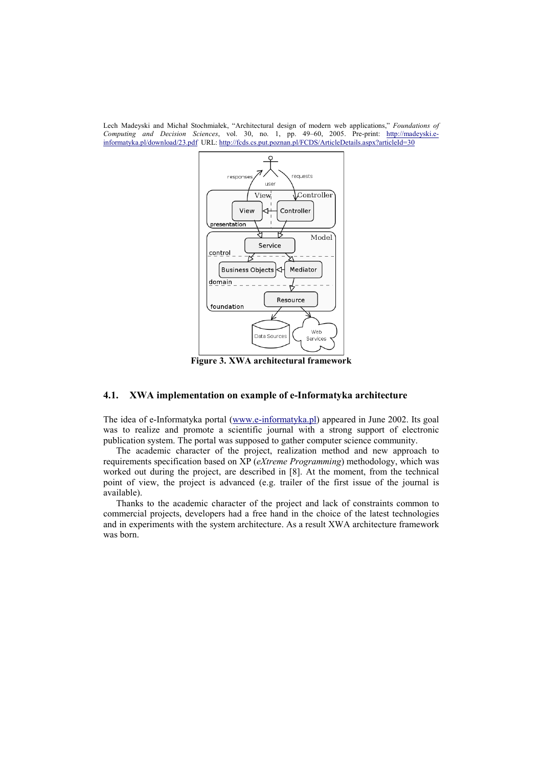Lech Madeyski and Michał Stochmiałek, "Architectural design of modern web applications," *Foundations of Computing and Decision Sciences*, vol. 30, no. 1, pp. 49–60, 2005. Pre-print: http://madeyski.e-informatyka.pl/download/23.pdf URL: http://fcds.cs.put.poznan.pl/FCDS/ArticleDetails.aspx?articleId=30

**Figure 3. XWA architectural framework**

### 4.1. XWA implementation on example of e-Informatyka architecture

The idea of e-Informatyka portal (www.e-informatyka.pl) appeared in June 2002. Its goal was to realize and promote a scientific journal with a strong support of electronic publication system. The portal was supposed to gather computer science community.

The academic character of the project, realization method and new approach to requirements specification based on XP (*eXtreme Programming*) methodology, which was worked out during the project, are described in [8]. At the moment, from the technical point of view, the project is advanced (e.g. trailer of the first issue of the journal is available).

Thanks to the academic character of the project and lack of constraints common to commercial projects, developers had a free hand in the choice of the latest technologies and in experiments with the system architecture. As a result XWA architecture framework was born.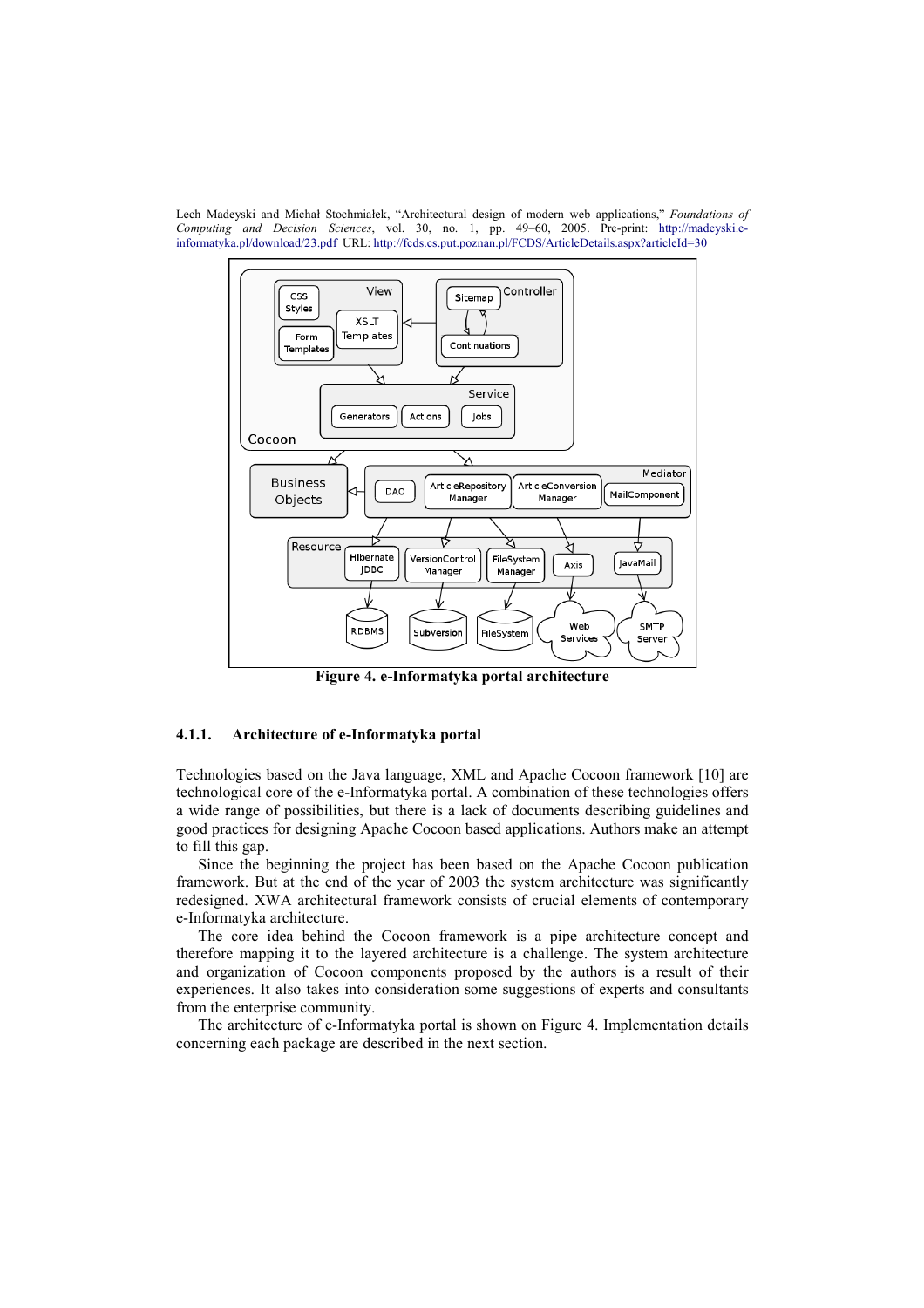Lech Madeyski and Michał Stochmiałek, "Architectural design of modern web applications," *Foundations of Computing and Decision Sciences*, vol. 30, no. 1, pp. 49–60, 2005. Pre-print: http://madeyski.e-informatyka.pl/download/23.pdf URL: http://fcds.cs.put.poznan.pl/FCDS/ArticleDetails.aspx?articleId=30

**Figure 4. e-Informatyka portal architecture**

#### 4.1.1. Architecture of e-Informatyka portal

Technologies based on the Java language, XML and Apache Cocoon framework [10] are technological core of the e-Informatyka portal. A combination of these technologies offers a wide range of possibilities, but there is a lack of documents describing guidelines and good practices for designing Apache Cocoon based applications. Authors make an attempt to fill this gap.

Since the beginning the project has been based on the Apache Cocoon publication framework. But at the end of the year of 2003 the system architecture was significantly redesigned. XWA architectural framework consists of crucial elements of contemporary e-Informatyka architecture.

The core idea behind the Cocoon framework is a pipe architecture concept and therefore mapping it to the layered architecture is a challenge. The system architecture and organization of Cocoon components proposed by the authors is a result of their experiences. It also takes into consideration some suggestions of experts and consultants from the enterprise community.

The architecture of e-Informatyka portal is shown on Figure 4. Implementation details concerning each package are described in the next section.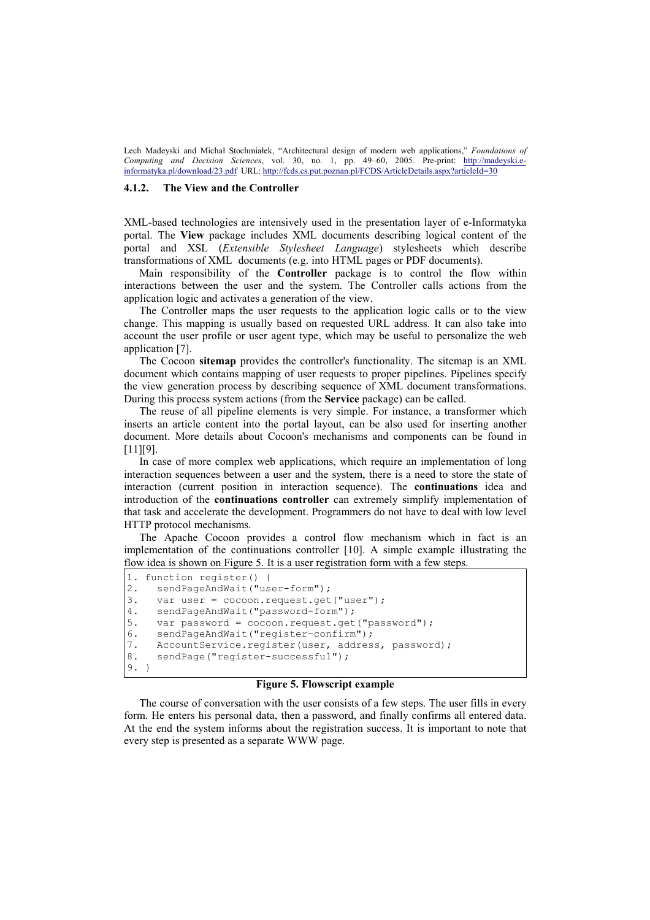### 4.1.2. The View and the Controller

XML-based technologies are intensively used in the presentation layer of e-Informatyka portal. The **View** package includes XML documents describing logical content of the portal and XSL (*Extensible Stylesheet Language*) stylesheets which describe transformations of XML documents (e.g. into HTML pages or PDF documents).

Main responsibility of the **Controller** package is to control the flow within interactions between the user and the system. The Controller calls actions from the application logic and activates a generation of the view.

The Controller maps the user requests to the application logic calls or to the view change. This mapping is usually based on requested URL address. It can also take into account the user profile or user agent type, which may be useful to personalize the web application [7].

The Cocoon **sitemap** provides the controller's functionality. The sitemap is an XML document which contains mapping of user requests to proper pipelines. Pipelines specify the view generation process by describing sequence of XML document transformations. During this process system actions (from the **Service** package) can be called.

The reuse of all pipeline elements is very simple. For instance, a transformer which inserts an article content into the portal layout, can be also used for inserting another document. More details about Cocoon's mechanisms and components can be found in [11][9].

In case of more complex web applications, which require an implementation of long interaction sequences between a user and the system, there is a need to store the state of interaction (current position in interaction sequence). The **continuations** idea and introduction of the **continuations controller** can extremely simplify implementation of that task and accelerate the development. Programmers do not have to deal with low level HTTP protocol mechanisms.

The Apache Cocoon provides a control flow mechanism which in fact is an implementation of the continuations controller [10]. A simple example illustrating the flow idea is shown on Figure 5. It is a user registration form with a few steps.

```
1. function register() {
2.   sendPageAndWait("user-form");
3.   var user = cocoon.request.get("user");
4.   sendPageAndWait("password-form");
5.   var password = cocoon.request.get("password");
6.   sendPageAndWait("register-confirm");
7.   AccountService.register(user, address, password);
8.   sendPage("register-successful");
9. }
```

**Figure 5. Flowscript example**

The course of conversation with the user consists of a few steps. The user fills in every form. He enters his personal data, then a password, and finally confirms all entered data. At the end the system informs about the registration success. It is important to note that every step is presented as a separate WWW page.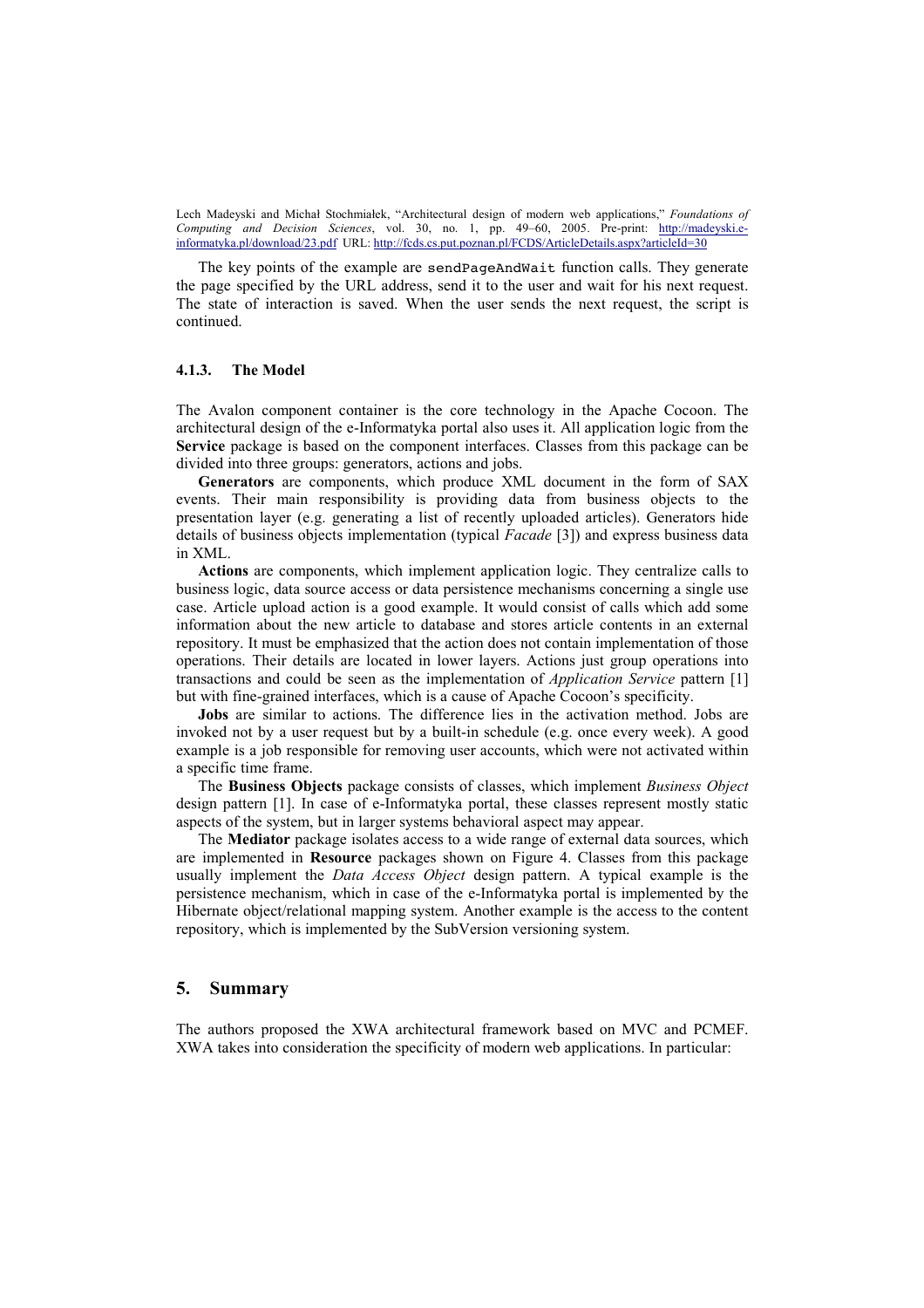The key points of the example are `sendPageAndWait` function calls. They generate the page specified by the URL address, send it to the user and wait for his next request. The state of interaction is saved. When the user sends the next request, the script is continued.

#### 4.1.3. The Model

The Avalon component container is the core technology in the Apache Cocoon. The architectural design of the e-Informatyka portal also uses it. All application logic from the **Service** package is based on the component interfaces. Classes from this package can be divided into three groups: generators, actions and jobs.

**Generators** are components, which produce XML document in the form of SAX events. Their main responsibility is providing data from business objects to the presentation layer (e.g. generating a list of recently uploaded articles). Generators hide details of business objects implementation (typical *Facade* [3]) and express business data in XML.

**Actions** are components, which implement application logic. They centralize calls to business logic, data source access or data persistence mechanisms concerning a single use case. Article upload action is a good example. It would consist of calls which add some information about the new article to database and stores article contents in an external repository. It must be emphasized that the action does not contain implementation of those operations. Their details are located in lower layers. Actions just group operations into transactions and could be seen as the implementation of *Application Service* pattern [1] but with fine-grained interfaces, which is a cause of Apache Cocoon's specificity.

**Jobs** are similar to actions. The difference lies in the activation method. Jobs are invoked not by a user request but by a built-in schedule (e.g. once every week). A good example is a job responsible for removing user accounts, which were not activated within a specific time frame.

The **Business Objects** package consists of classes, which implement *Business Object* design pattern [1]. In case of e-Informatyka portal, these classes represent mostly static aspects of the system, but in larger systems behavioral aspect may appear.

The **Mediator** package isolates access to a wide range of external data sources, which are implemented in **Resource** packages shown on Figure 4. Classes from this package usually implement the *Data Access Object* design pattern. A typical example is the persistence mechanism, which in case of the e-Informatyka portal is implemented by the Hibernate object/relational mapping system. Another example is the access to the content repository, which is implemented by the SubVersion versioning system.

## 5. Summary

The authors proposed the XWA architectural framework based on MVC and PCMEF. XWA takes into consideration the specificity of modern web applications. In particular: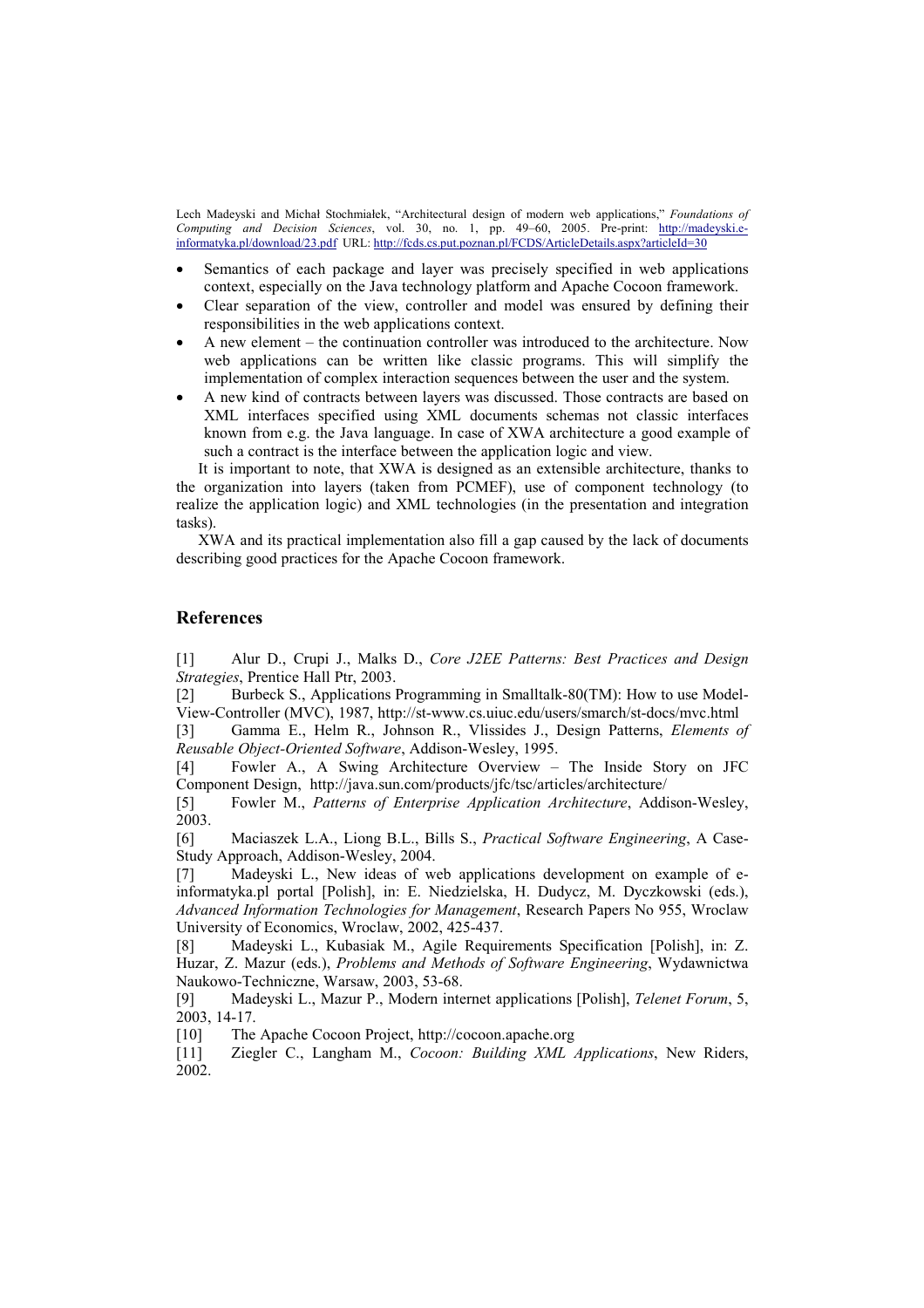- Semantics of each package and layer was precisely specified in web applications context, especially on the Java technology platform and Apache Cocoon framework.
- Clear separation of the view, controller and model was ensured by defining their responsibilities in the web applications context.
- A new element – the continuation controller was introduced to the architecture. Now web applications can be written like classic programs. This will simplify the implementation of complex interaction sequences between the user and the system.
- A new kind of contracts between layers was discussed. Those contracts are based on XML interfaces specified using XML documents schemas not classic interfaces known from e.g. the Java language. In case of XWA architecture a good example of such a contract is the interface between the application logic and view.

It is important to note, that XWA is designed as an extensible architecture, thanks to the organization into layers (taken from PCMEF), use of component technology (to realize the application logic) and XML technologies (in the presentation and integration tasks).

XWA and its practical implementation also fill a gap caused by the lack of documents describing good practices for the Apache Cocoon framework.

## References

[1] Alur D., Crupi J., Malks D., *Core J2EE Patterns: Best Practices and Design Strategies*, Prentice Hall Ptr, 2003.

[2] Burbeck S., Applications Programming in Smalltalk-80(TM): How to use Model-View-Controller (MVC), 1987, http://st-www.cs.uiuc.edu/users/smarch/st-docs/mvc.html

[3] Gamma E., Helm R., Johnson R., Vlissides J., Design Patterns, *Elements of Reusable Object-Oriented Software*, Addison-Wesley, 1995.

[4] Fowler A., A Swing Architecture Overview – The Inside Story on JFC Component Design, http://java.sun.com/products/jfc/tsc/articles/architecture/

[5] Fowler M., *Patterns of Enterprise Application Architecture*, Addison-Wesley, 2003.

[6] Maciaszek L.A., Liong B.L., Bills S., *Practical Software Engineering*, A Case-Study Approach, Addison-Wesley, 2004.

[7] Madeyski L., New ideas of web applications development on example of e-informatyka.pl portal [Polish], in: E. Niedzielska, H. Dudycz, M. Dyczkowski (eds.), *Advanced Information Technologies for Management*, Research Papers No 955, Wroclaw University of Economics, Wroclaw, 2002, 425-437.

[8] Madeyski L., Kubasiak M., Agile Requirements Specification [Polish], in: Z. Huzar, Z. Mazur (eds.), *Problems and Methods of Software Engineering*, Wydawnictwa Naukowo-Techniczne, Warsaw, 2003, 53-68.

[9] Madeyski L., Mazur P., Modern internet applications [Polish], *Telenet Forum*, 5, 2003, 14-17.

[10] The Apache Cocoon Project, http://cocoon.apache.org

[11] Ziegler C., Langham M., *Cocoon: Building XML Applications*, New Riders, 2002.